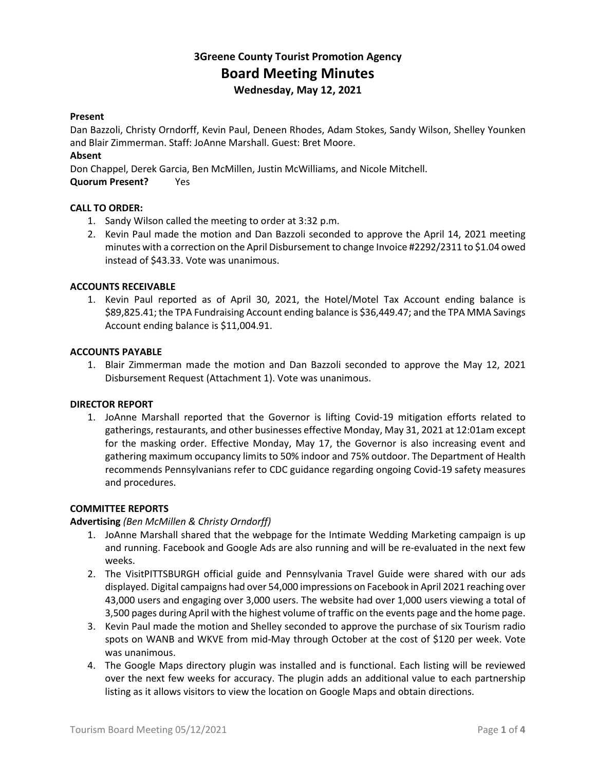# 3Greene County Tourist Promotion Agency

## Board Meeting Minutes

### Wednesday, May 12, 2021

**Present**

Dan Bazzoli, Christy Orndorff, Kevin Paul, Deneen Rhodes, Adam Stokes, Sandy Wilson, Shelley Younken and Blair Zimmerman. Staff: JoAnne Marshall. Guest: Bret Moore.

**Absent**

Don Chappel, Derek Garcia, Ben McMillen, Justin McWilliams, and Nicole Mitchell.

**Quorum Present?** Yes

**CALL TO ORDER:**

1. Sandy Wilson called the meeting to order at 3:32 p.m.
2. Kevin Paul made the motion and Dan Bazzoli seconded to approve the April 14, 2021 meeting minutes with a correction on the April Disbursement to change Invoice #2292/2311 to $1.04 owed instead of $43.33. Vote was unanimous.

**ACCOUNTS RECEIVABLE**

1. Kevin Paul reported as of April 30, 2021, the Hotel/Motel Tax Account ending balance is $89,825.41; the TPA Fundraising Account ending balance is $36,449.47; and the TPA MMA Savings Account ending balance is $11,004.91.

**ACCOUNTS PAYABLE**

1. Blair Zimmerman made the motion and Dan Bazzoli seconded to approve the May 12, 2021 Disbursement Request (Attachment 1). Vote was unanimous.

**DIRECTOR REPORT**

1. JoAnne Marshall reported that the Governor is lifting Covid-19 mitigation efforts related to gatherings, restaurants, and other businesses effective Monday, May 31, 2021 at 12:01am except for the masking order. Effective Monday, May 17, the Governor is also increasing event and gathering maximum occupancy limits to 50% indoor and 75% outdoor. The Department of Health recommends Pennsylvanians refer to CDC guidance regarding ongoing Covid-19 safety measures and procedures.

**COMMITTEE REPORTS**

**Advertising** *(Ben McMillen & Christy Orndorff)*

1. JoAnne Marshall shared that the webpage for the Intimate Wedding Marketing campaign is up and running. Facebook and Google Ads are also running and will be re-evaluated in the next few weeks.
2. The VisitPITTSBURGH official guide and Pennsylvania Travel Guide were shared with our ads displayed. Digital campaigns had over 54,000 impressions on Facebook in April 2021 reaching over 43,000 users and engaging over 3,000 users. The website had over 1,000 users viewing a total of 3,500 pages during April with the highest volume of traffic on the events page and the home page.
3. Kevin Paul made the motion and Shelley seconded to approve the purchase of six Tourism radio spots on WANB and WKVE from mid-May through October at the cost of $120 per week. Vote was unanimous.
4. The Google Maps directory plugin was installed and is functional. Each listing will be reviewed over the next few weeks for accuracy. The plugin adds an additional value to each partnership listing as it allows visitors to view the location on Google Maps and obtain directions.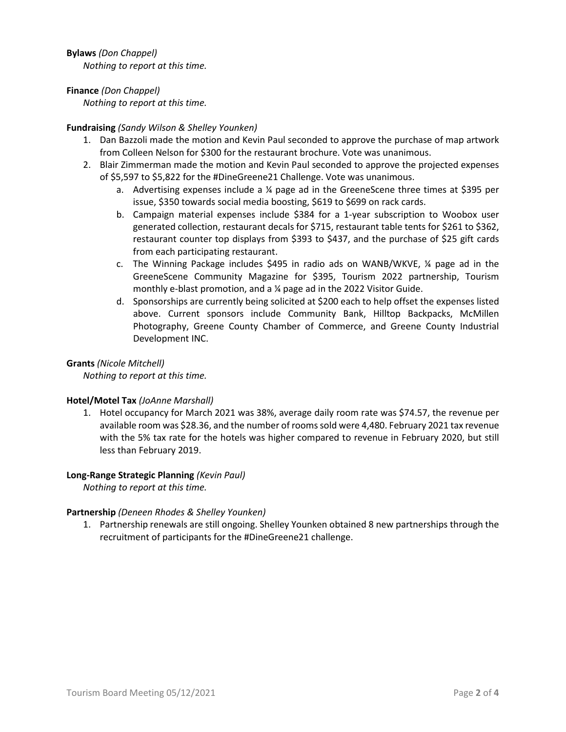**Bylaws** *(Don Chappel)*

*Nothing to report at this time.*

**Finance** *(Don Chappel)*

*Nothing to report at this time.*

**Fundraising** *(Sandy Wilson & Shelley Younken)*

1. Dan Bazzoli made the motion and Kevin Paul seconded to approve the purchase of map artwork from Colleen Nelson for $300 for the restaurant brochure. Vote was unanimous.
2. Blair Zimmerman made the motion and Kevin Paul seconded to approve the projected expenses of $5,597 to $5,822 for the #DineGreene21 Challenge. Vote was unanimous.
    a. Advertising expenses include a ¼ page ad in the GreeneScene three times at $395 per issue, $350 towards social media boosting, $619 to $699 on rack cards.
    b. Campaign material expenses include $384 for a 1-year subscription to Woobox user generated collection, restaurant decals for $715, restaurant table tents for $261 to $362, restaurant counter top displays from $393 to $437, and the purchase of $25 gift cards from each participating restaurant.
    c. The Winning Package includes $495 in radio ads on WANB/WKVE, ¼ page ad in the GreeneScene Community Magazine for $395, Tourism 2022 partnership, Tourism monthly e-blast promotion, and a ¼ page ad in the 2022 Visitor Guide.
    d. Sponsorships are currently being solicited at $200 each to help offset the expenses listed above. Current sponsors include Community Bank, Hilltop Backpacks, McMillen Photography, Greene County Chamber of Commerce, and Greene County Industrial Development INC.

**Grants** *(Nicole Mitchell)*

*Nothing to report at this time.*

**Hotel/Motel Tax** *(JoAnne Marshall)*

1. Hotel occupancy for March 2021 was 38%, average daily room rate was $74.57, the revenue per available room was $28.36, and the number of rooms sold were 4,480. February 2021 tax revenue with the 5% tax rate for the hotels was higher compared to revenue in February 2020, but still less than February 2019.

**Long-Range Strategic Planning** *(Kevin Paul)*

*Nothing to report at this time.*

**Partnership** *(Deneen Rhodes & Shelley Younken)*

1. Partnership renewals are still ongoing. Shelley Younken obtained 8 new partnerships through the recruitment of participants for the #DineGreene21 challenge.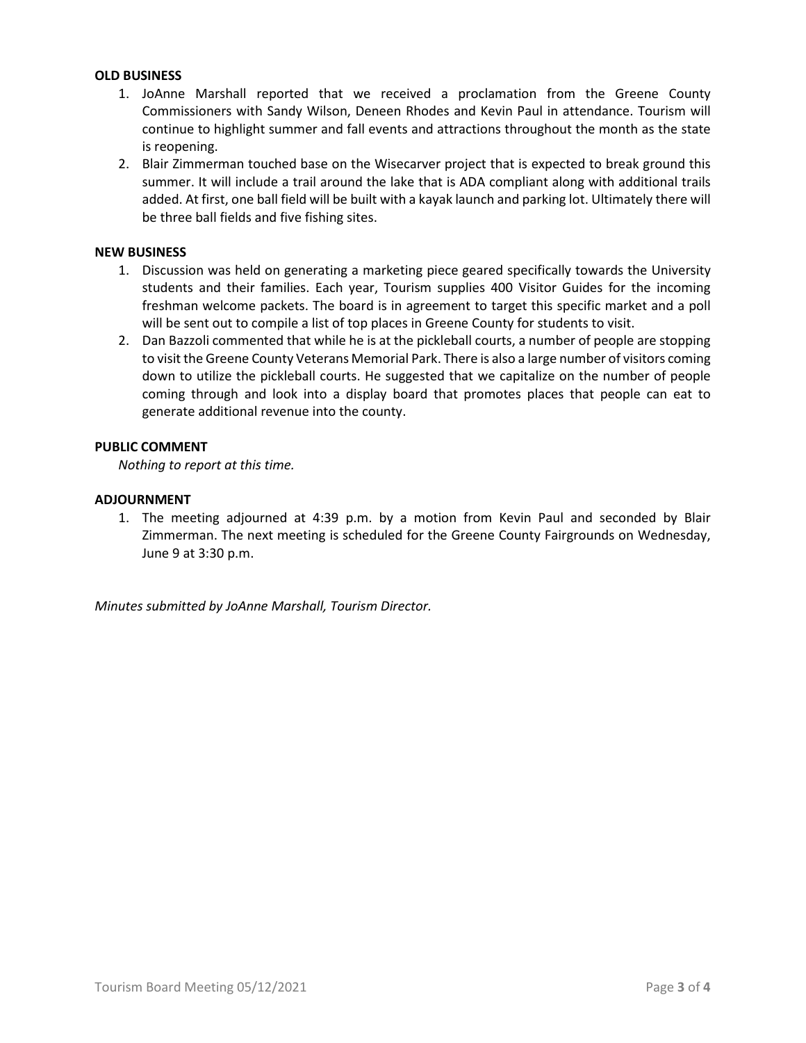**OLD BUSINESS**

1. JoAnne Marshall reported that we received a proclamation from the Greene County Commissioners with Sandy Wilson, Deneen Rhodes and Kevin Paul in attendance. Tourism will continue to highlight summer and fall events and attractions throughout the month as the state is reopening.
2. Blair Zimmerman touched base on the Wisecarver project that is expected to break ground this summer. It will include a trail around the lake that is ADA compliant along with additional trails added. At first, one ball field will be built with a kayak launch and parking lot. Ultimately there will be three ball fields and five fishing sites.

**NEW BUSINESS**

1. Discussion was held on generating a marketing piece geared specifically towards the University students and their families. Each year, Tourism supplies 400 Visitor Guides for the incoming freshman welcome packets. The board is in agreement to target this specific market and a poll will be sent out to compile a list of top places in Greene County for students to visit.
2. Dan Bazzoli commented that while he is at the pickleball courts, a number of people are stopping to visit the Greene County Veterans Memorial Park. There is also a large number of visitors coming down to utilize the pickleball courts. He suggested that we capitalize on the number of people coming through and look into a display board that promotes places that people can eat to generate additional revenue into the county.

**PUBLIC COMMENT**

*Nothing to report at this time.*

**ADJOURNMENT**

1. The meeting adjourned at 4:39 p.m. by a motion from Kevin Paul and seconded by Blair Zimmerman. The next meeting is scheduled for the Greene County Fairgrounds on Wednesday, June 9 at 3:30 p.m.

*Minutes submitted by JoAnne Marshall, Tourism Director.*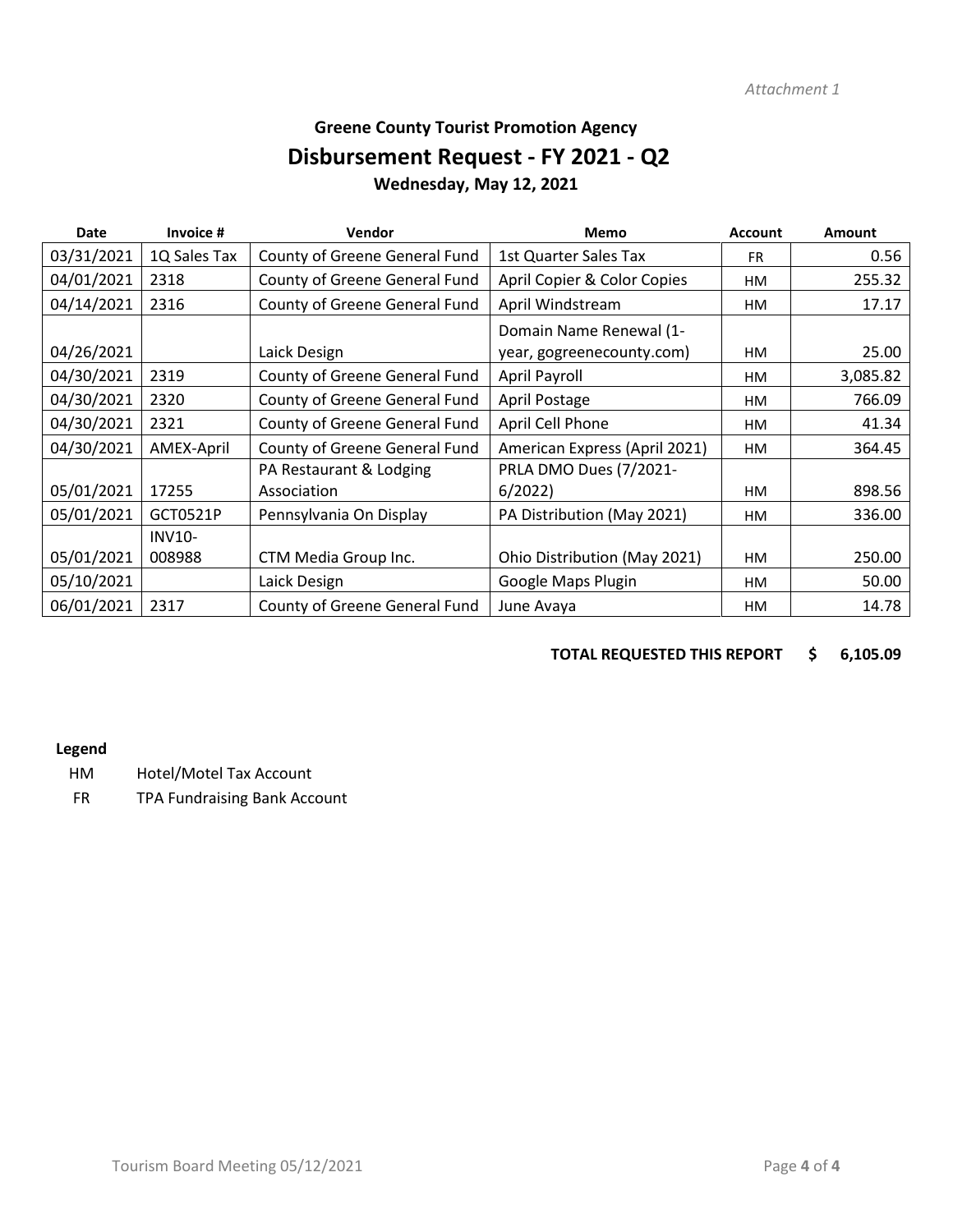*Attachment 1*

## Greene County Tourist Promotion Agency

# Disbursement Request - FY 2021 - Q2

### Wednesday, May 12, 2021

| Date | Invoice # | Vendor | Memo | Account | Amount |
|---|---|---|---|---|---|
| 03/31/2021 | 1Q Sales Tax | County of Greene General Fund | 1st Quarter Sales Tax | FR | 0.56 |
| 04/01/2021 | 2318 | County of Greene General Fund | April Copier & Color Copies | HM | 255.32 |
| 04/14/2021 | 2316 | County of Greene General Fund | April Windstream | HM | 17.17 |
| 04/26/2021 | | Laick Design | Domain Name Renewal (1-year, gogreenecounty.com) | HM | 25.00 |
| 04/30/2021 | 2319 | County of Greene General Fund | April Payroll | HM | 3,085.82 |
| 04/30/2021 | 2320 | County of Greene General Fund | April Postage | HM | 766.09 |
| 04/30/2021 | 2321 | County of Greene General Fund | April Cell Phone | HM | 41.34 |
| 04/30/2021 | AMEX-April | County of Greene General Fund | American Express (April 2021) | HM | 364.45 |
| 05/01/2021 | 17255 | PA Restaurant & Lodging Association | PRLA DMO Dues (7/2021-6/2022) | HM | 898.56 |
| 05/01/2021 | GCT0521P | Pennsylvania On Display | PA Distribution (May 2021) | HM | 336.00 |
| 05/01/2021 | INV10-008988 | CTM Media Group Inc. | Ohio Distribution (May 2021) | HM | 250.00 |
| 05/10/2021 | | Laick Design | Google Maps Plugin | HM | 50.00 |
| 06/01/2021 | 2317 | County of Greene General Fund | June Avaya | HM | 14.78 |

**TOTAL REQUESTED THIS REPORT $ 6,105.09**

**Legend**

| | |
|---|---|
| HM | Hotel/Motel Tax Account |
| FR | TPA Fundraising Bank Account |